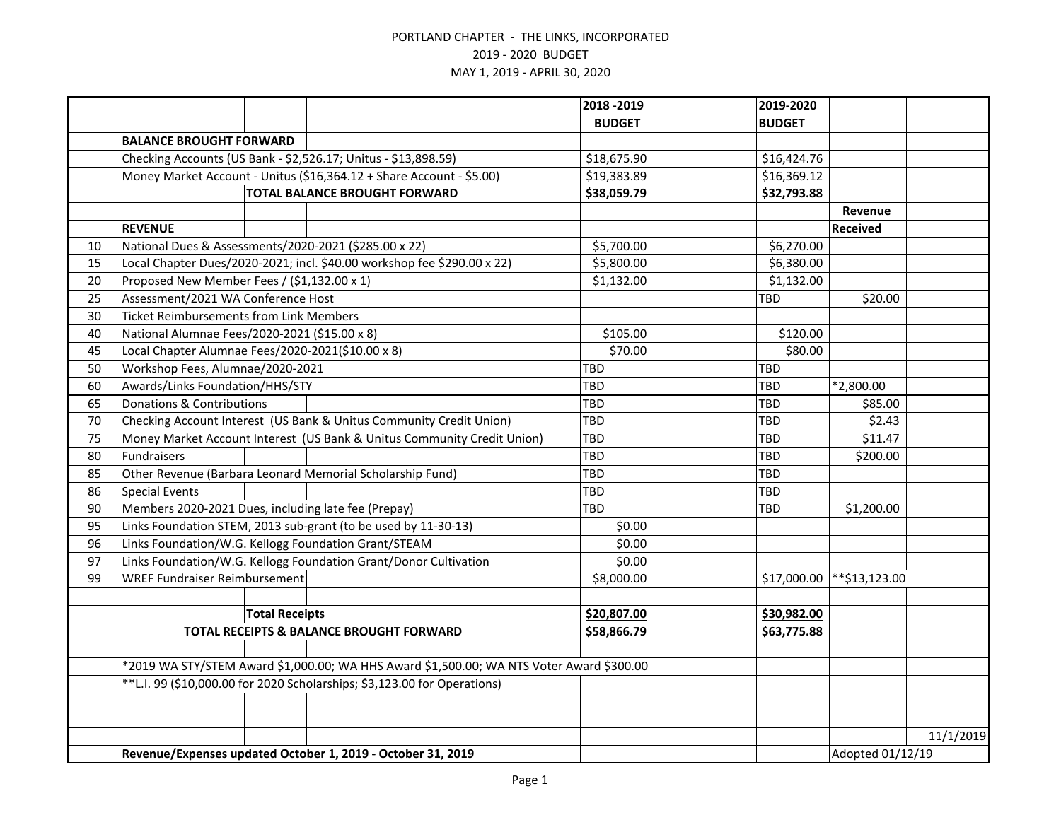PORTLAND CHAPTER - THE LINKS, INCORPORATED

2019 - 2020 BUDGET

MAY 1, 2019 - APRIL 30, 2020

| | | 2018 -2019 | 2019-2020 | | |
|---|---|---|---|---|---|
| | | BUDGET | BUDGET | | |
| | **BALANCE BROUGHT FORWARD** | | | | |
| | Checking Accounts (US Bank - $2,526.17; Unitus - $13,898.59) | $18,675.90 | $16,424.76 | | |
| | Money Market Account - Unitus ($16,364.12 + Share Account - $5.00) | $19,383.89 | $16,369.12 | | |
| | **TOTAL BALANCE BROUGHT FORWARD** | **$38,059.79** | **$32,793.88** | | |
| | | | | **Revenue** | |
| | **REVENUE** | | | **Received** | |
| 10 | National Dues & Assessments/2020-2021 ($285.00 x 22) | $5,700.00 | $6,270.00 | | |
| 15 | Local Chapter Dues/2020-2021; incl. $40.00 workshop fee $290.00 x 22) | $5,800.00 | $6,380.00 | | |
| 20 | Proposed New Member Fees / ($1,132.00 x 1) | $1,132.00 | $1,132.00 | | |
| 25 | Assessment/2021 WA Conference Host | | TBD | $20.00 | |
| 30 | Ticket Reimbursements from Link Members | | | | |
| 40 | National Alumnae Fees/2020-2021 ($15.00 x 8) | $105.00 | $120.00 | | |
| 45 | Local Chapter Alumnae Fees/2020-2021($10.00 x 8) | $70.00 | $80.00 | | |
| 50 | Workshop Fees, Alumnae/2020-2021 | TBD | TBD | | |
| 60 | Awards/Links Foundation/HHS/STY | TBD | TBD | *2,800.00 | |
| 65 | Donations & Contributions | TBD | TBD | $85.00 | |
| 70 | Checking Account Interest (US Bank & Unitus Community Credit Union) | TBD | TBD | $2.43 | |
| 75 | Money Market Account Interest (US Bank & Unitus Community Credit Union) | TBD | TBD | $11.47 | |
| 80 | Fundraisers | TBD | TBD | $200.00 | |
| 85 | Other Revenue (Barbara Leonard Memorial Scholarship Fund) | TBD | TBD | | |
| 86 | Special Events | TBD | TBD | | |
| 90 | Members 2020-2021 Dues, including late fee (Prepay) | TBD | TBD | $1,200.00 | |
| 95 | Links Foundation STEM, 2013 sub-grant (to be used by 11-30-13) | $0.00 | | | |
| 96 | Links Foundation/W.G. Kellogg Foundation Grant/STEAM | $0.00 | | | |
| 97 | Links Foundation/W.G. Kellogg Foundation Grant/Donor Cultivation | $0.00 | | | |
| 99 | WREF Fundraiser Reimbursement | $8,000.00 | $17,000.00 | **$13,123.00 | |
| | | | | | |
| | **Total Receipts** | **$20,807.00** | **$30,982.00** | | |
| | **TOTAL RECEIPTS & BALANCE BROUGHT FORWARD** | **$58,866.79** | **$63,775.88** | | |
| | | | | | |
| | *2019 WA STY/STEM Award $1,000.00; WA HHS Award $1,500.00; WA NTS Voter Award $300.00 | | | | |
| | **L.I. 99 ($10,000.00 for 2020 Scholarships; $3,123.00 for Operations) | | | | |
| | | | | | 11/1/2019 |
| | **Revenue/Expenses updated October 1, 2019 - October 31, 2019** | | | Adopted 01/12/19 | |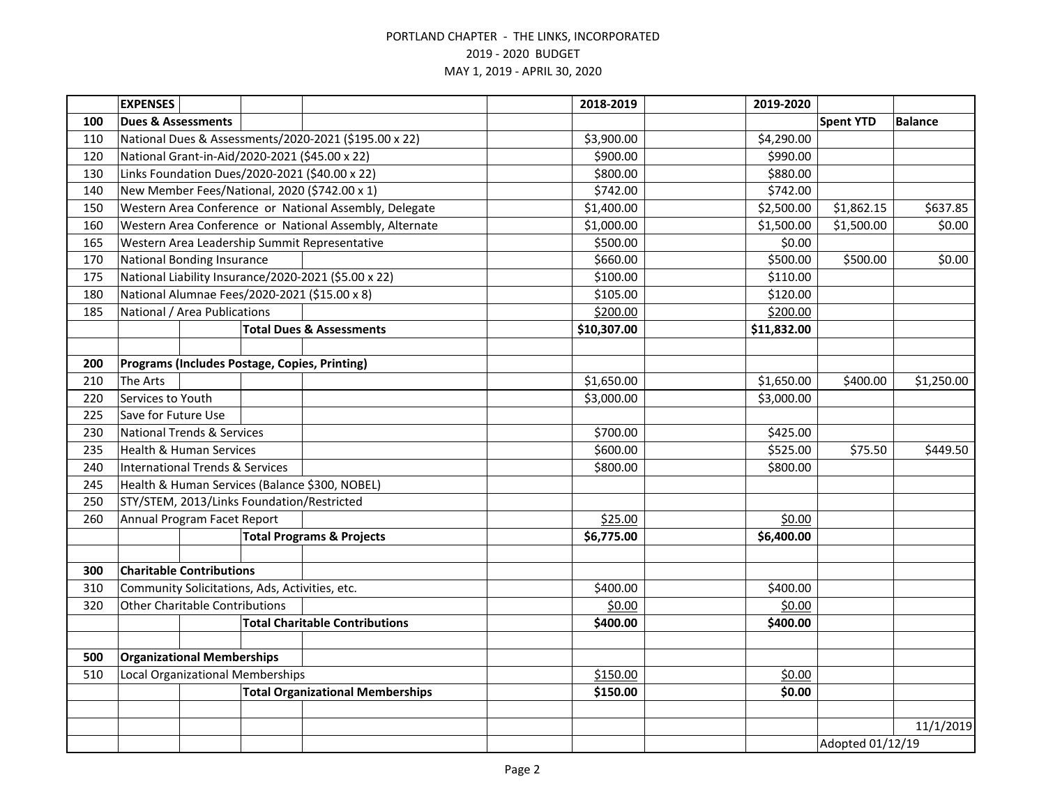PORTLAND CHAPTER - THE LINKS, INCORPORATED

2019 - 2020 BUDGET

MAY 1, 2019 - APRIL 30, 2020

| | EXPENSES | 2018-2019 | 2019-2020 | Spent YTD | Balance |
|---|---|---|---|---|---|
| 100 | **Dues & Assessments** | | | | |
| 110 | National Dues & Assessments/2020-2021 ($195.00 x 22) | $3,900.00 | $4,290.00 | | |
| 120 | National Grant-in-Aid/2020-2021 ($45.00 x 22) | $900.00 | $990.00 | | |
| 130 | Links Foundation Dues/2020-2021 ($40.00 x 22) | $800.00 | $880.00 | | |
| 140 | New Member Fees/National, 2020 ($742.00 x 1) | $742.00 | $742.00 | | |
| 150 | Western Area Conference or National Assembly, Delegate | $1,400.00 | $2,500.00 | $1,862.15 | $637.85 |
| 160 | Western Area Conference or National Assembly, Alternate | $1,000.00 | $1,500.00 | $1,500.00 | $0.00 |
| 165 | Western Area Leadership Summit Representative | $500.00 | $0.00 | | |
| 170 | National Bonding Insurance | $660.00 | $500.00 | $500.00 | $0.00 |
| 175 | National Liability Insurance/2020-2021 ($5.00 x 22) | $100.00 | $110.00 | | |
| 180 | National Alumnae Fees/2020-2021 ($15.00 x 8) | $105.00 | $120.00 | | |
| 185 | National / Area Publications | $200.00 | $200.00 | | |
| | **Total Dues & Assessments** | **$10,307.00** | **$11,832.00** | | |
| | | | | | |
| 200 | **Programs (Includes Postage, Copies, Printing)** | | | | |
| 210 | The Arts | $1,650.00 | $1,650.00 | $400.00 | $1,250.00 |
| 220 | Services to Youth | $3,000.00 | $3,000.00 | | |
| 225 | Save for Future Use | | | | |
| 230 | National Trends & Services | $700.00 | $425.00 | | |
| 235 | Health & Human Services | $600.00 | $525.00 | $75.50 | $449.50 |
| 240 | International Trends & Services | $800.00 | $800.00 | | |
| 245 | Health & Human Services (Balance $300, NOBEL) | | | | |
| 250 | STY/STEM, 2013/Links Foundation/Restricted | | | | |
| 260 | Annual Program Facet Report | $25.00 | $0.00 | | |
| | **Total Programs & Projects** | **$6,775.00** | **$6,400.00** | | |
| | | | | | |
| 300 | **Charitable Contributions** | | | | |
| 310 | Community Solicitations, Ads, Activities, etc. | $400.00 | $400.00 | | |
| 320 | Other Charitable Contributions | $0.00 | $0.00 | | |
| | **Total Charitable Contributions** | **$400.00** | **$400.00** | | |
| | | | | | |
| 500 | **Organizational Memberships** | | | | |
| 510 | Local Organizational Memberships | $150.00 | $0.00 | | |
| | **Total Organizational Memberships** | **$150.00** | **$0.00** | | |
| | | | | | |
| | | | | | 11/1/2019 |
| | | | | Adopted 01/12/19 | |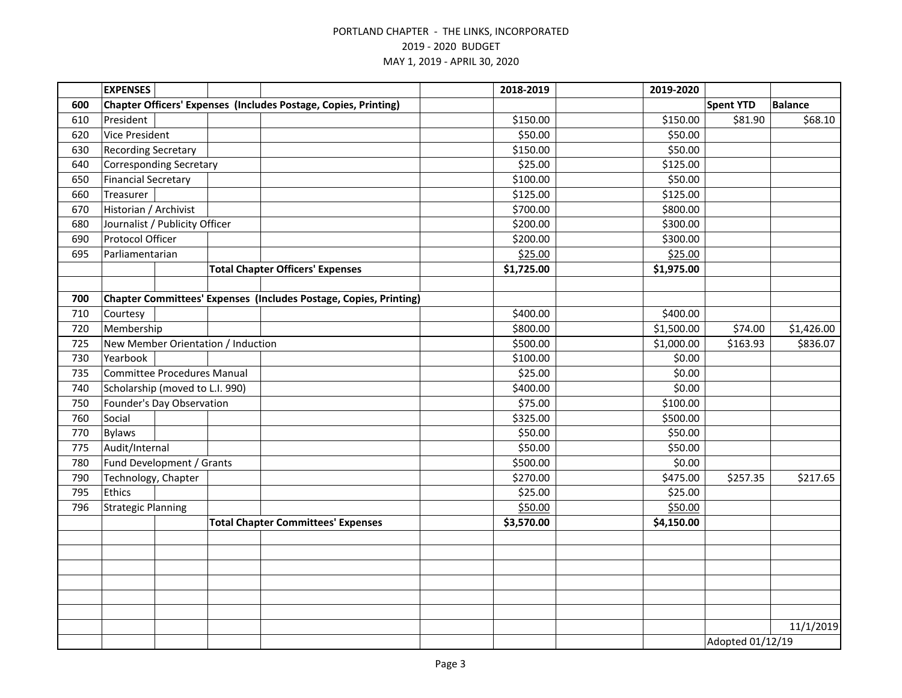PORTLAND CHAPTER - THE LINKS, INCORPORATED
2019 - 2020 BUDGET
MAY 1, 2019 - APRIL 30, 2020

| | EXPENSES | 2018-2019 | 2019-2020 | | |
|---|---|---|---|---|---|
| 600 | Chapter Officers' Expenses (Includes Postage, Copies, Printing) | | | Spent YTD | Balance |
| 610 | President | $150.00 | $150.00 | $81.90 | $68.10 |
| 620 | Vice President | $50.00 | $50.00 | | |
| 630 | Recording Secretary | $150.00 | $50.00 | | |
| 640 | Corresponding Secretary | $25.00 | $125.00 | | |
| 650 | Financial Secretary | $100.00 | $50.00 | | |
| 660 | Treasurer | $125.00 | $125.00 | | |
| 670 | Historian / Archivist | $700.00 | $800.00 | | |
| 680 | Journalist / Publicity Officer | $200.00 | $300.00 | | |
| 690 | Protocol Officer | $200.00 | $300.00 | | |
| 695 | Parliamentarian | $25.00 | $25.00 | | |
| | **Total Chapter Officers' Expenses** | **$1,725.00** | **$1,975.00** | | |
| | | | | | |
| 700 | Chapter Committees' Expenses (Includes Postage, Copies, Printing) | | | | |
| 710 | Courtesy | $400.00 | $400.00 | | |
| 720 | Membership | $800.00 | $1,500.00 | $74.00 | $1,426.00 |
| 725 | New Member Orientation / Induction | $500.00 | $1,000.00 | $163.93 | $836.07 |
| 730 | Yearbook | $100.00 | $0.00 | | |
| 735 | Committee Procedures Manual | $25.00 | $0.00 | | |
| 740 | Scholarship (moved to L.I. 990) | $400.00 | $0.00 | | |
| 750 | Founder's Day Observation | $75.00 | $100.00 | | |
| 760 | Social | $325.00 | $500.00 | | |
| 770 | Bylaws | $50.00 | $50.00 | | |
| 775 | Audit/Internal | $50.00 | $50.00 | | |
| 780 | Fund Development / Grants | $500.00 | $0.00 | | |
| 790 | Technology, Chapter | $270.00 | $475.00 | $257.35 | $217.65 |
| 795 | Ethics | $25.00 | $25.00 | | |
| 796 | Strategic Planning | $50.00 | $50.00 | | |
| | **Total Chapter Committees' Expenses** | **$3,570.00** | **$4,150.00** | | |

11/1/2019

Adopted 01/12/19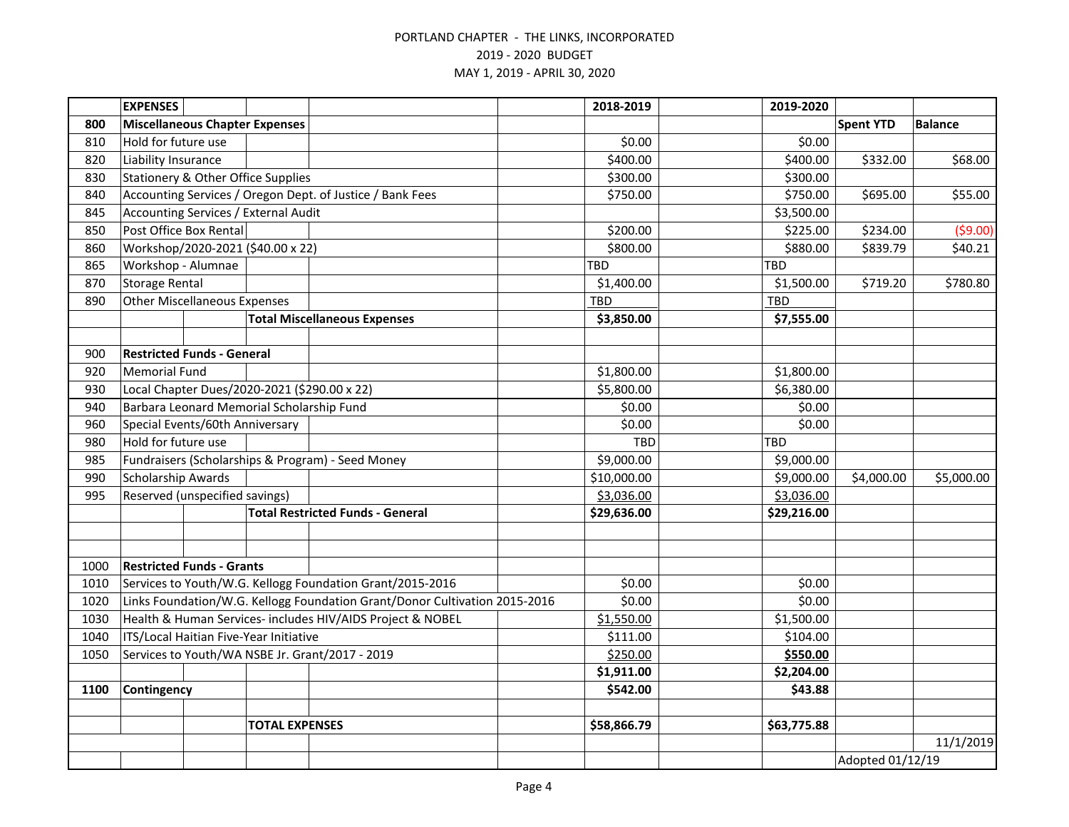PORTLAND CHAPTER - THE LINKS, INCORPORATED
2019 - 2020 BUDGET
MAY 1, 2019 - APRIL 30, 2020

| | | | 2018-2019 | 2019-2020 | | |
|---|---|---|---|---|---|---|
| | **EXPENSES** | | | | | |
| **800** | **Miscellaneous Chapter Expenses** | | | | **Spent YTD** | **Balance** |
| 810 | Hold for future use | | $0.00 | $0.00 | | |
| 820 | Liability Insurance | | $400.00 | $400.00 | $332.00 | $68.00 |
| 830 | Stationery & Other Office Supplies | | $300.00 | $300.00 | | |
| 840 | Accounting Services / Oregon Dept. of Justice / Bank Fees | | $750.00 | $750.00 | $695.00 | $55.00 |
| 845 | Accounting Services / External Audit | | | $3,500.00 | | |
| 850 | Post Office Box Rental | | $200.00 | $225.00 | $234.00 | ($9.00) |
| 860 | Workshop/2020-2021 ($40.00 x 22) | | $800.00 | $880.00 | $839.79 | $40.21 |
| 865 | Workshop - Alumnae | | TBD | TBD | | |
| 870 | Storage Rental | | $1,400.00 | $1,500.00 | $719.20 | $780.80 |
| 890 | Other Miscellaneous Expenses | | TBD | TBD | | |
| | | **Total Miscellaneous Expenses** | **$3,850.00** | **$7,555.00** | | |
| | | | | | | |
| 900 | **Restricted Funds - General** | | | | | |
| 920 | Memorial Fund | | $1,800.00 | $1,800.00 | | |
| 930 | Local Chapter Dues/2020-2021 ($290.00 x 22) | | $5,800.00 | $6,380.00 | | |
| 940 | Barbara Leonard Memorial Scholarship Fund | | $0.00 | $0.00 | | |
| 960 | Special Events/60th Anniversary | | $0.00 | $0.00 | | |
| 980 | Hold for future use | | TBD | TBD | | |
| 985 | Fundraisers (Scholarships & Program) - Seed Money | | $9,000.00 | $9,000.00 | | |
| 990 | Scholarship Awards | | $10,000.00 | $9,000.00 | $4,000.00 | $5,000.00 |
| 995 | Reserved (unspecified savings) | | $3,036.00 | $3,036.00 | | |
| | | **Total Restricted Funds - General** | **$29,636.00** | **$29,216.00** | | |
| | | | | | | |
| | | | | | | |
| 1000 | **Restricted Funds - Grants** | | | | | |
| 1010 | Services to Youth/W.G. Kellogg Foundation Grant/2015-2016 | | $0.00 | $0.00 | | |
| 1020 | Links Foundation/W.G. Kellogg Foundation Grant/Donor Cultivation 2015-2016 | | $0.00 | $0.00 | | |
| 1030 | Health & Human Services- includes HIV/AIDS Project & NOBEL | | $1,550.00 | $1,500.00 | | |
| 1040 | ITS/Local Haitian Five-Year Initiative | | $111.00 | $104.00 | | |
| 1050 | Services to Youth/WA NSBE Jr. Grant/2017 - 2019 | | $250.00 | **$550.00** | | |
| | | | **$1,911.00** | **$2,204.00** | | |
| **1100** | **Contingency** | | **$542.00** | **$43.88** | | |
| | | | | | | |
| | | **TOTAL EXPENSES** | **$58,866.79** | **$63,775.88** | | |
| | | | | | | 11/1/2019 |
| | | | | | Adopted 01/12/19 | |